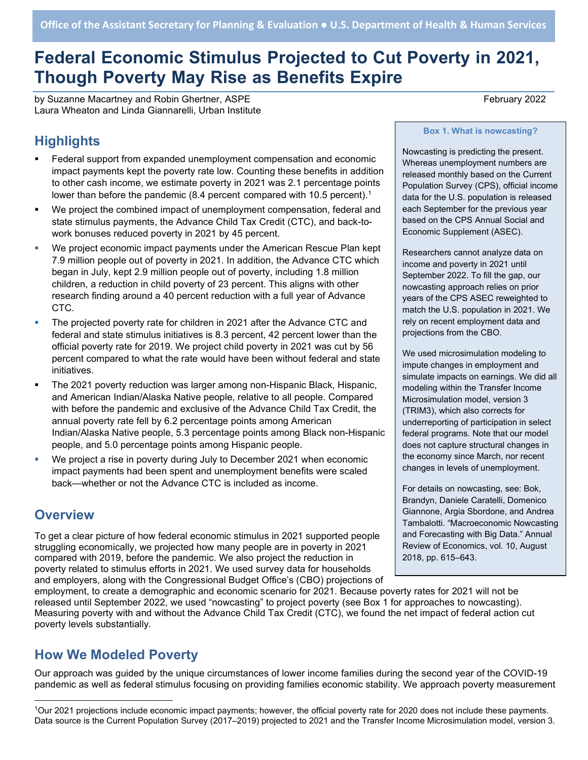Office of the Assistant Secretary for Planning & Evaluation ● U.S. Department of Health & Human Services

# Federal Economic Stimulus Projected to Cut Poverty in 2021, Though Poverty May Rise as Benefits Expire

by Suzanne Macartney and Robin Ghertner, ASPE
Laura Wheaton and Linda Giannarelli, Urban Institute

February 2022

## Highlights

- Federal support from expanded unemployment compensation and economic impact payments kept the poverty rate low. Counting these benefits in addition to other cash income, we estimate poverty in 2021 was 2.1 percentage points lower than before the pandemic (8.4 percent compared with 10.5 percent).[1]
- We project the combined impact of unemployment compensation, federal and state stimulus payments, the Advance Child Tax Credit (CTC), and back-to-work bonuses reduced poverty in 2021 by 45 percent.
- We project economic impact payments under the American Rescue Plan kept 7.9 million people out of poverty in 2021. In addition, the Advance CTC which began in July, kept 2.9 million people out of poverty, including 1.8 million children, a reduction in child poverty of 23 percent. This aligns with other research finding around a 40 percent reduction with a full year of Advance CTC.
- The projected poverty rate for children in 2021 after the Advance CTC and federal and state stimulus initiatives is 8.3 percent, 42 percent lower than the official poverty rate for 2019. We project child poverty in 2021 was cut by 56 percent compared to what the rate would have been without federal and state initiatives.
- The 2021 poverty reduction was larger among non-Hispanic Black, Hispanic, and American Indian/Alaska Native people, relative to all people. Compared with before the pandemic and exclusive of the Advance Child Tax Credit, the annual poverty rate fell by 6.2 percentage points among American Indian/Alaska Native people, 5.3 percentage points among Black non-Hispanic people, and 5.0 percentage points among Hispanic people.
- We project a rise in poverty during July to December 2021 when economic impact payments had been spent and unemployment benefits were scaled back—whether or not the Advance CTC is included as income.

## Overview

To get a clear picture of how federal economic stimulus in 2021 supported people struggling economically, we projected how many people are in poverty in 2021 compared with 2019, before the pandemic. We also project the reduction in poverty related to stimulus efforts in 2021. We used survey data for households and employers, along with the Congressional Budget Office's (CBO) projections of employment, to create a demographic and economic scenario for 2021. Because poverty rates for 2021 will not be released until September 2022, we used "nowcasting" to project poverty (see Box 1 for approaches to nowcasting). Measuring poverty with and without the Advance Child Tax Credit (CTC), we found the net impact of federal action cut poverty levels substantially.

> **Box 1. What is nowcasting?**
>
> Nowcasting is predicting the present. Whereas unemployment numbers are released monthly based on the Current Population Survey (CPS), official income data for the U.S. population is released each September for the previous year based on the CPS Annual Social and Economic Supplement (ASEC).
>
> Researchers cannot analyze data on income and poverty in 2021 until September 2022. To fill the gap, our nowcasting approach relies on prior years of the CPS ASEC reweighted to match the U.S. population in 2021. We rely on recent employment data and projections from the CBO.
>
> We used microsimulation modeling to impute changes in employment and simulate impacts on earnings. We did all modeling within the Transfer Income Microsimulation model, version 3 (TRIM3), which also corrects for underreporting of participation in select federal programs. Note that our model does not capture structural changes in the economy since March, nor recent changes in levels of unemployment.
>
> For details on nowcasting, see: Bok, Brandyn, Daniele Caratelli, Domenico Giannone, Argia Sbordone, and Andrea Tambalotti. "Macroeconomic Nowcasting and Forecasting with Big Data." Annual Review of Economics, vol. 10, August 2018, pp. 615–643.

## How We Modeled Poverty

Our approach was guided by the unique circumstances of lower income families during the second year of the COVID-19 pandemic as well as federal stimulus focusing on providing families economic stability. We approach poverty measurement

[1]Our 2021 projections include economic impact payments; however, the official poverty rate for 2020 does not include these payments. Data source is the Current Population Survey (2017–2019) projected to 2021 and the Transfer Income Microsimulation model, version 3.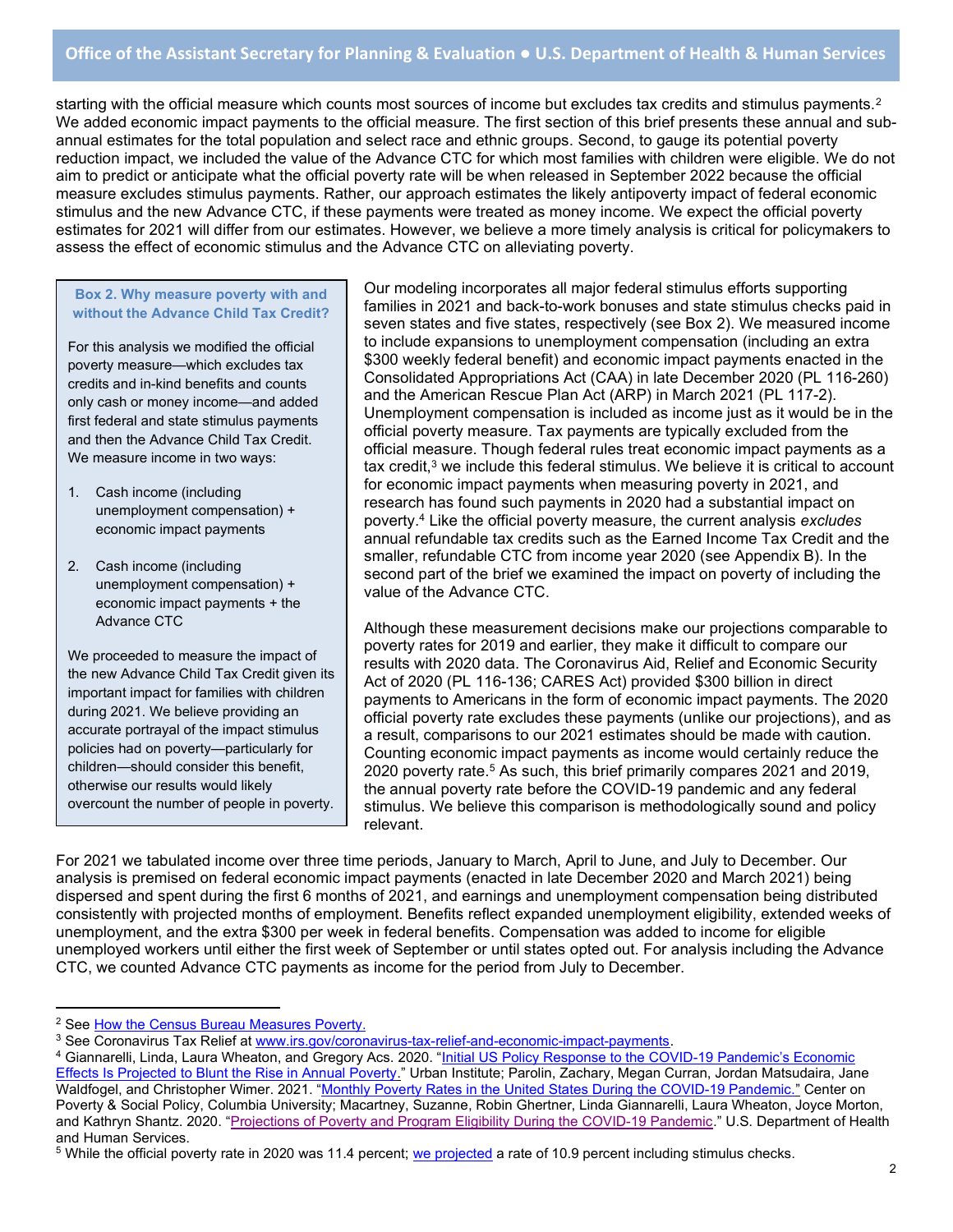starting with the official measure which counts most sources of income but excludes tax credits and stimulus payments.[2] We added economic impact payments to the official measure. The first section of this brief presents these annual and sub-annual estimates for the total population and select race and ethnic groups. Second, to gauge its potential poverty reduction impact, we included the value of the Advance CTC for which most families with children were eligible. We do not aim to predict or anticipate what the official poverty rate will be when released in September 2022 because the official measure excludes stimulus payments. Rather, our approach estimates the likely antipoverty impact of federal economic stimulus and the new Advance CTC, if these payments were treated as money income. We expect the official poverty estimates for 2021 will differ from our estimates. However, we believe a more timely analysis is critical for policymakers to assess the effect of economic stimulus and the Advance CTC on alleviating poverty.

> **Box 2. Why measure poverty with and without the Advance Child Tax Credit?**
>
> For this analysis we modified the official poverty measure—which excludes tax credits and in-kind benefits and counts only cash or money income—and added first federal and state stimulus payments and then the Advance Child Tax Credit. We measure income in two ways:
>
> 1. Cash income (including unemployment compensation) + economic impact payments
>
> 2. Cash income (including unemployment compensation) + economic impact payments + the Advance CTC
>
> We proceeded to measure the impact of the new Advance Child Tax Credit given its important impact for families with children during 2021. We believe providing an accurate portrayal of the impact stimulus policies had on poverty—particularly for children—should consider this benefit, otherwise our results would likely overcount the number of people in poverty.

Our modeling incorporates all major federal stimulus efforts supporting families in 2021 and back-to-work bonuses and state stimulus checks paid in seven states and five states, respectively (see Box 2). We measured income to include expansions to unemployment compensation (including an extra $300 weekly federal benefit) and economic impact payments enacted in the Consolidated Appropriations Act (CAA) in late December 2020 (PL 116-260) and the American Rescue Plan Act (ARP) in March 2021 (PL 117-2). Unemployment compensation is included as income just as it would be in the official poverty measure. Tax payments are typically excluded from the official measure. Though federal rules treat economic impact payments as a tax credit,[3] we include this federal stimulus. We believe it is critical to account for economic impact payments when measuring poverty in 2021, and research has found such payments in 2020 had a substantial impact on poverty.[4] Like the official poverty measure, the current analysis *excludes* annual refundable tax credits such as the Earned Income Tax Credit and the smaller, refundable CTC from income year 2020 (see Appendix B). In the second part of the brief we examined the impact on poverty of including the value of the Advance CTC.

Although these measurement decisions make our projections comparable to poverty rates for 2019 and earlier, they make it difficult to compare our results with 2020 data. The Coronavirus Aid, Relief and Economic Security Act of 2020 (PL 116-136; CARES Act) provided $300 billion in direct payments to Americans in the form of economic impact payments. The 2020 official poverty rate excludes these payments (unlike our projections), and as a result, comparisons to our 2021 estimates should be made with caution. Counting economic impact payments as income would certainly reduce the 2020 poverty rate.[5] As such, this brief primarily compares 2021 and 2019, the annual poverty rate before the COVID-19 pandemic and any federal stimulus. We believe this comparison is methodologically sound and policy relevant.

For 2021 we tabulated income over three time periods, January to March, April to June, and July to December. Our analysis is premised on federal economic impact payments (enacted in late December 2020 and March 2021) being dispersed and spent during the first 6 months of 2021, and earnings and unemployment compensation being distributed consistently with projected months of employment. Benefits reflect expanded unemployment eligibility, extended weeks of unemployment, and the extra $300 per week in federal benefits. Compensation was added to income for eligible unemployed workers until either the first week of September or until states opted out. For analysis including the Advance CTC, we counted Advance CTC payments as income for the period from July to December.

---

[2] See How the Census Bureau Measures Poverty.

[3] See Coronavirus Tax Relief at www.irs.gov/coronavirus-tax-relief-and-economic-impact-payments.

[4] Giannarelli, Linda, Laura Wheaton, and Gregory Acs. 2020. "Initial US Policy Response to the COVID-19 Pandemic's Economic Effects Is Projected to Blunt the Rise in Annual Poverty." Urban Institute; Parolin, Zachary, Megan Curran, Jordan Matsudaira, Jane Waldfogel, and Christopher Wimer. 2021. "Monthly Poverty Rates in the United States During the COVID-19 Pandemic." Center on Poverty & Social Policy, Columbia University; Macartney, Suzanne, Robin Ghertner, Linda Giannarelli, Laura Wheaton, Joyce Morton, and Kathryn Shantz. 2020. "Projections of Poverty and Program Eligibility During the COVID-19 Pandemic." U.S. Department of Health and Human Services.

[5] While the official poverty rate in 2020 was 11.4 percent; we projected a rate of 10.9 percent including stimulus checks.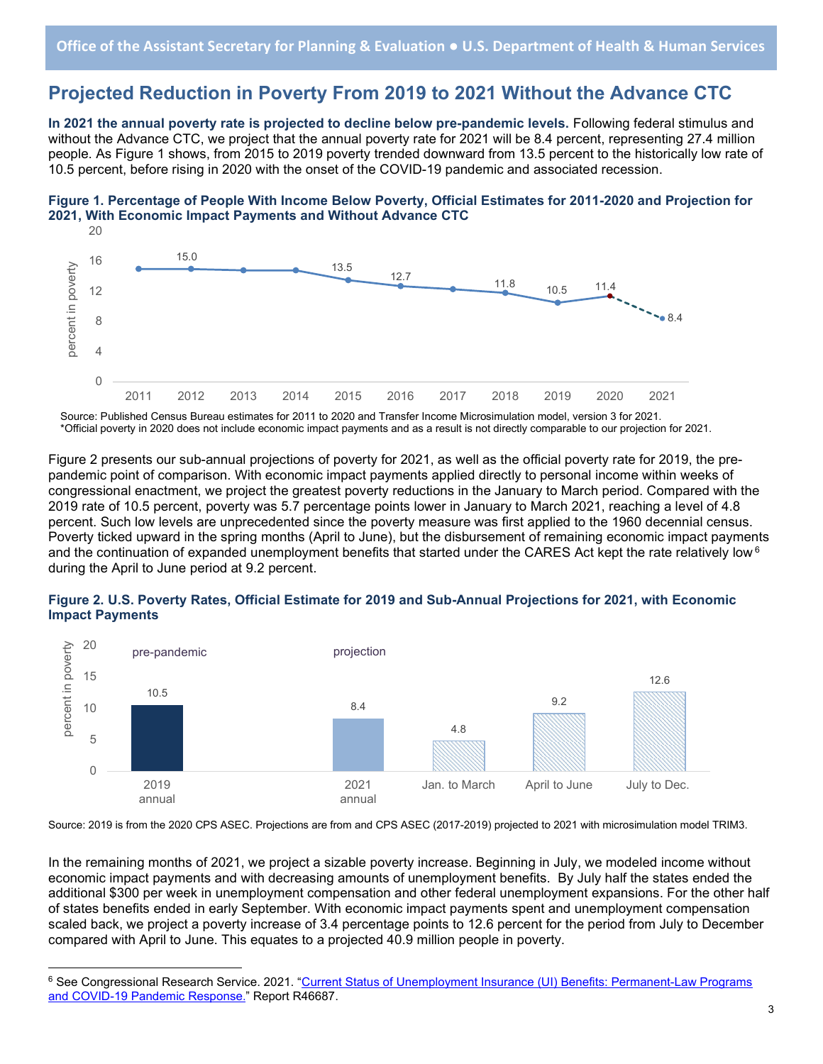## Projected Reduction in Poverty From 2019 to 2021 Without the Advance CTC

**In 2021 the annual poverty rate is projected to decline below pre-pandemic levels.** Following federal stimulus and without the Advance CTC, we project that the annual poverty rate for 2021 will be 8.4 percent, representing 27.4 million people. As Figure 1 shows, from 2015 to 2019 poverty trended downward from 13.5 percent to the historically low rate of 10.5 percent, before rising in 2020 with the onset of the COVID-19 pandemic and associated recession.

**Figure 1. Percentage of People With Income Below Poverty, Official Estimates for 2011-2020 and Projection for 2021, With Economic Impact Payments and Without Advance CTC**

| Year | Percent in poverty |
|---|---|
| 2012 | 15.0 |
| 2015 | 13.5 |
| 2016 | 12.7 |
| 2018 | 11.8 |
| 2019 | 10.5 |
| 2020 | 11.4 |
| 2021 | 8.4 |

Source: Published Census Bureau estimates for 2011 to 2020 and Transfer Income Microsimulation model, version 3 for 2021.
*Official poverty in 2020 does not include economic impact payments and as a result is not directly comparable to our projection for 2021.

Figure 2 presents our sub-annual projections of poverty for 2021, as well as the official poverty rate for 2019, the pre-pandemic point of comparison. With economic impact payments applied directly to personal income within weeks of congressional enactment, we project the greatest poverty reductions in the January to March period. Compared with the 2019 rate of 10.5 percent, poverty was 5.7 percentage points lower in January to March 2021, reaching a level of 4.8 percent. Such low levels are unprecedented since the poverty measure was first applied to the 1960 decennial census. Poverty ticked upward in the spring months (April to June), but the disbursement of remaining economic impact payments and the continuation of expanded unemployment benefits that started under the CARES Act kept the rate relatively low[6] during the April to June period at 9.2 percent.

**Figure 2. U.S. Poverty Rates, Official Estimate for 2019 and Sub-Annual Projections for 2021, with Economic Impact Payments**

| | Period | Percent in poverty |
|---|---|---|
| pre-pandemic | 2019 annual | 10.5 |
| projection | 2021 annual | 8.4 |
| projection | Jan. to March | 4.8 |
| projection | April to June | 9.2 |
| projection | July to Dec. | 12.6 |

Source: 2019 is from the 2020 CPS ASEC. Projections are from and CPS ASEC (2017-2019) projected to 2021 with microsimulation model TRIM3.

In the remaining months of 2021, we project a sizable poverty increase. Beginning in July, we modeled income without economic impact payments and with decreasing amounts of unemployment benefits. By July half the states ended the additional $300 per week in unemployment compensation and other federal unemployment expansions. For the other half of states benefits ended in early September. With economic impact payments spent and unemployment compensation scaled back, we project a poverty increase of 3.4 percentage points to 12.6 percent for the period from July to December compared with April to June. This equates to a projected 40.9 million people in poverty.

---

[6] See Congressional Research Service. 2021. "Current Status of Unemployment Insurance (UI) Benefits: Permanent-Law Programs and COVID-19 Pandemic Response." Report R46687.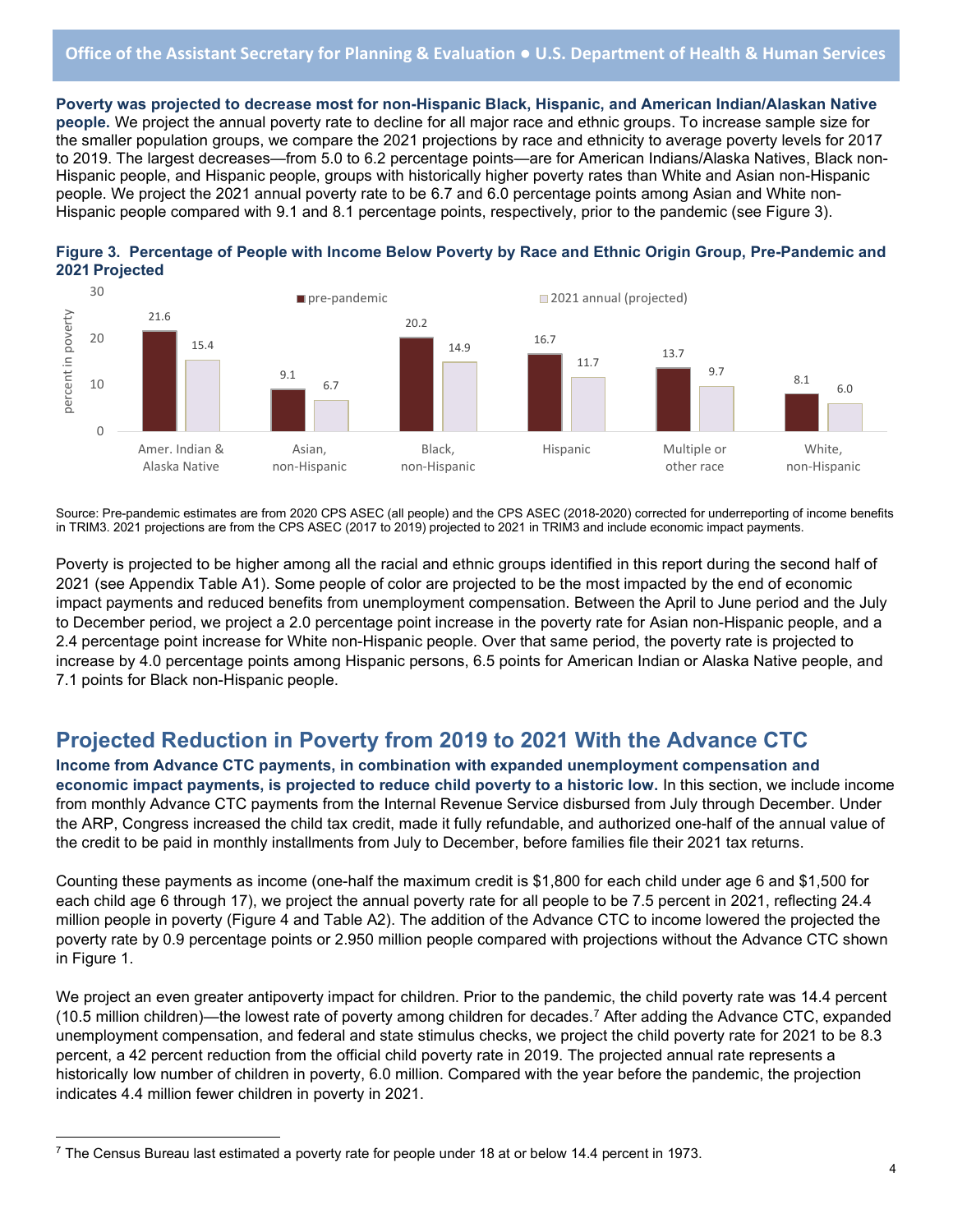**Poverty was projected to decrease most for non-Hispanic Black, Hispanic, and American Indian/Alaskan Native people.** We project the annual poverty rate to decline for all major race and ethnic groups. To increase sample size for the smaller population groups, we compare the 2021 projections by race and ethnicity to average poverty levels for 2017 to 2019. The largest decreases—from 5.0 to 6.2 percentage points—are for American Indians/Alaska Natives, Black non-Hispanic people, and Hispanic people, groups with historically higher poverty rates than White and Asian non-Hispanic people. We project the 2021 annual poverty rate to be 6.7 and 6.0 percentage points among Asian and White non-Hispanic people compared with 9.1 and 8.1 percentage points, respectively, prior to the pandemic (see Figure 3).

**Figure 3. Percentage of People with Income Below Poverty by Race and Ethnic Origin Group, Pre-Pandemic and 2021 Projected**

| Group | pre-pandemic | 2021 annual (projected) |
|---|---|---|
| Amer. Indian & Alaska Native | 21.6 | 15.4 |
| Asian, non-Hispanic | 9.1 | 6.7 |
| Black, non-Hispanic | 20.2 | 14.9 |
| Hispanic | 16.7 | 11.7 |
| Multiple or other race | 13.7 | 9.7 |
| White, non-Hispanic | 8.1 | 6.0 |

Source: Pre-pandemic estimates are from 2020 CPS ASEC (all people) and the CPS ASEC (2018-2020) corrected for underreporting of income benefits in TRIM3. 2021 projections are from the CPS ASEC (2017 to 2019) projected to 2021 in TRIM3 and include economic impact payments.

Poverty is projected to be higher among all the racial and ethnic groups identified in this report during the second half of 2021 (see Appendix Table A1). Some people of color are projected to be the most impacted by the end of economic impact payments and reduced benefits from unemployment compensation. Between the April to June period and the July to December period, we project a 2.0 percentage point increase in the poverty rate for Asian non-Hispanic people, and a 2.4 percentage point increase for White non-Hispanic people. Over that same period, the poverty rate is projected to increase by 4.0 percentage points among Hispanic persons, 6.5 points for American Indian or Alaska Native people, and 7.1 points for Black non-Hispanic people.

## Projected Reduction in Poverty from 2019 to 2021 With the Advance CTC

**Income from Advance CTC payments, in combination with expanded unemployment compensation and economic impact payments, is projected to reduce child poverty to a historic low.** In this section, we include income from monthly Advance CTC payments from the Internal Revenue Service disbursed from July through December. Under the ARP, Congress increased the child tax credit, made it fully refundable, and authorized one-half of the annual value of the credit to be paid in monthly installments from July to December, before families file their 2021 tax returns.

Counting these payments as income (one-half the maximum credit is $1,800 for each child under age 6 and $1,500 for each child age 6 through 17), we project the annual poverty rate for all people to be 7.5 percent in 2021, reflecting 24.4 million people in poverty (Figure 4 and Table A2). The addition of the Advance CTC to income lowered the projected the poverty rate by 0.9 percentage points or 2.950 million people compared with projections without the Advance CTC shown in Figure 1.

We project an even greater antipoverty impact for children. Prior to the pandemic, the child poverty rate was 14.4 percent (10.5 million children)—the lowest rate of poverty among children for decades.[7] After adding the Advance CTC, expanded unemployment compensation, and federal and state stimulus checks, we project the child poverty rate for 2021 to be 8.3 percent, a 42 percent reduction from the official child poverty rate in 2019. The projected annual rate represents a historically low number of children in poverty, 6.0 million. Compared with the year before the pandemic, the projection indicates 4.4 million fewer children in poverty in 2021.

[7] The Census Bureau last estimated a poverty rate for people under 18 at or below 14.4 percent in 1973.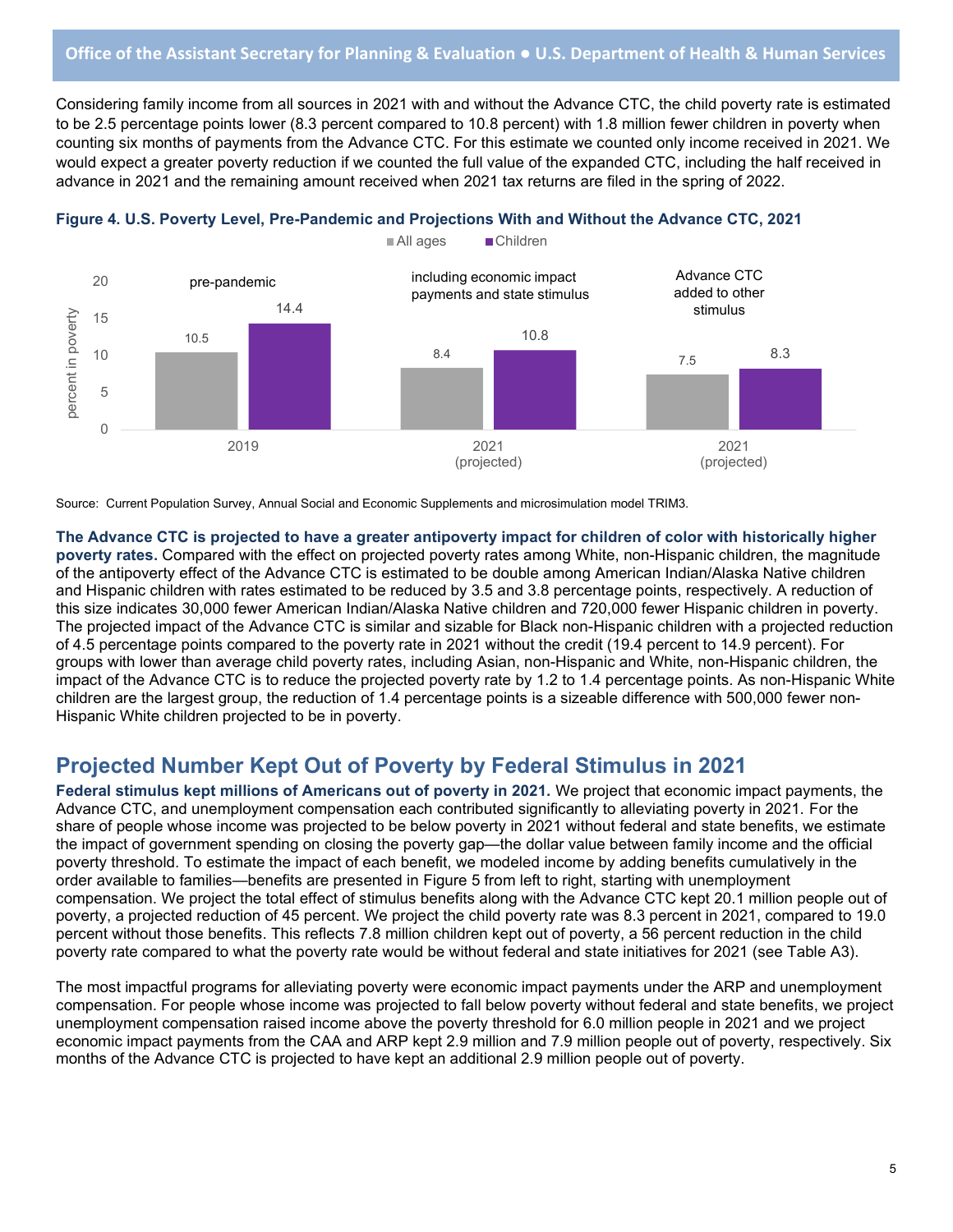Considering family income from all sources in 2021 with and without the Advance CTC, the child poverty rate is estimated to be 2.5 percentage points lower (8.3 percent compared to 10.8 percent) with 1.8 million fewer children in poverty when counting six months of payments from the Advance CTC. For this estimate we counted only income received in 2021. We would expect a greater poverty reduction if we counted the full value of the expanded CTC, including the half received in advance in 2021 and the remaining amount received when 2021 tax returns are filed in the spring of 2022.

**Figure 4. U.S. Poverty Level, Pre-Pandemic and Projections With and Without the Advance CTC, 2021**

| | | All ages | Children |
|---|---|---|---|
| 2019 | pre-pandemic | 10.5 | 14.4 |
| 2021 (projected) | including economic impact payments and state stimulus | 8.4 | 10.8 |
| 2021 (projected) | Advance CTC added to other stimulus | 7.5 | 8.3 |

Source: Current Population Survey, Annual Social and Economic Supplements and microsimulation model TRIM3.

**The Advance CTC is projected to have a greater antipoverty impact for children of color with historically higher poverty rates.** Compared with the effect on projected poverty rates among White, non-Hispanic children, the magnitude of the antipoverty effect of the Advance CTC is estimated to be double among American Indian/Alaska Native children and Hispanic children with rates estimated to be reduced by 3.5 and 3.8 percentage points, respectively. A reduction of this size indicates 30,000 fewer American Indian/Alaska Native children and 720,000 fewer Hispanic children in poverty. The projected impact of the Advance CTC is similar and sizable for Black non-Hispanic children with a projected reduction of 4.5 percentage points compared to the poverty rate in 2021 without the credit (19.4 percent to 14.9 percent). For groups with lower than average child poverty rates, including Asian, non-Hispanic and White, non-Hispanic children, the impact of the Advance CTC is to reduce the projected poverty rate by 1.2 to 1.4 percentage points. As non-Hispanic White children are the largest group, the reduction of 1.4 percentage points is a sizeable difference with 500,000 fewer non-Hispanic White children projected to be in poverty.

## Projected Number Kept Out of Poverty by Federal Stimulus in 2021

**Federal stimulus kept millions of Americans out of poverty in 2021.** We project that economic impact payments, the Advance CTC, and unemployment compensation each contributed significantly to alleviating poverty in 2021. For the share of people whose income was projected to be below poverty in 2021 without federal and state benefits, we estimate the impact of government spending on closing the poverty gap—the dollar value between family income and the official poverty threshold. To estimate the impact of each benefit, we modeled income by adding benefits cumulatively in the order available to families—benefits are presented in Figure 5 from left to right, starting with unemployment compensation. We project the total effect of stimulus benefits along with the Advance CTC kept 20.1 million people out of poverty, a projected reduction of 45 percent. We project the child poverty rate was 8.3 percent in 2021, compared to 19.0 percent without those benefits. This reflects 7.8 million children kept out of poverty, a 56 percent reduction in the child poverty rate compared to what the poverty rate would be without federal and state initiatives for 2021 (see Table A3).

The most impactful programs for alleviating poverty were economic impact payments under the ARP and unemployment compensation. For people whose income was projected to fall below poverty without federal and state benefits, we project unemployment compensation raised income above the poverty threshold for 6.0 million people in 2021 and we project economic impact payments from the CAA and ARP kept 2.9 million and 7.9 million people out of poverty, respectively. Six months of the Advance CTC is projected to have kept an additional 2.9 million people out of poverty.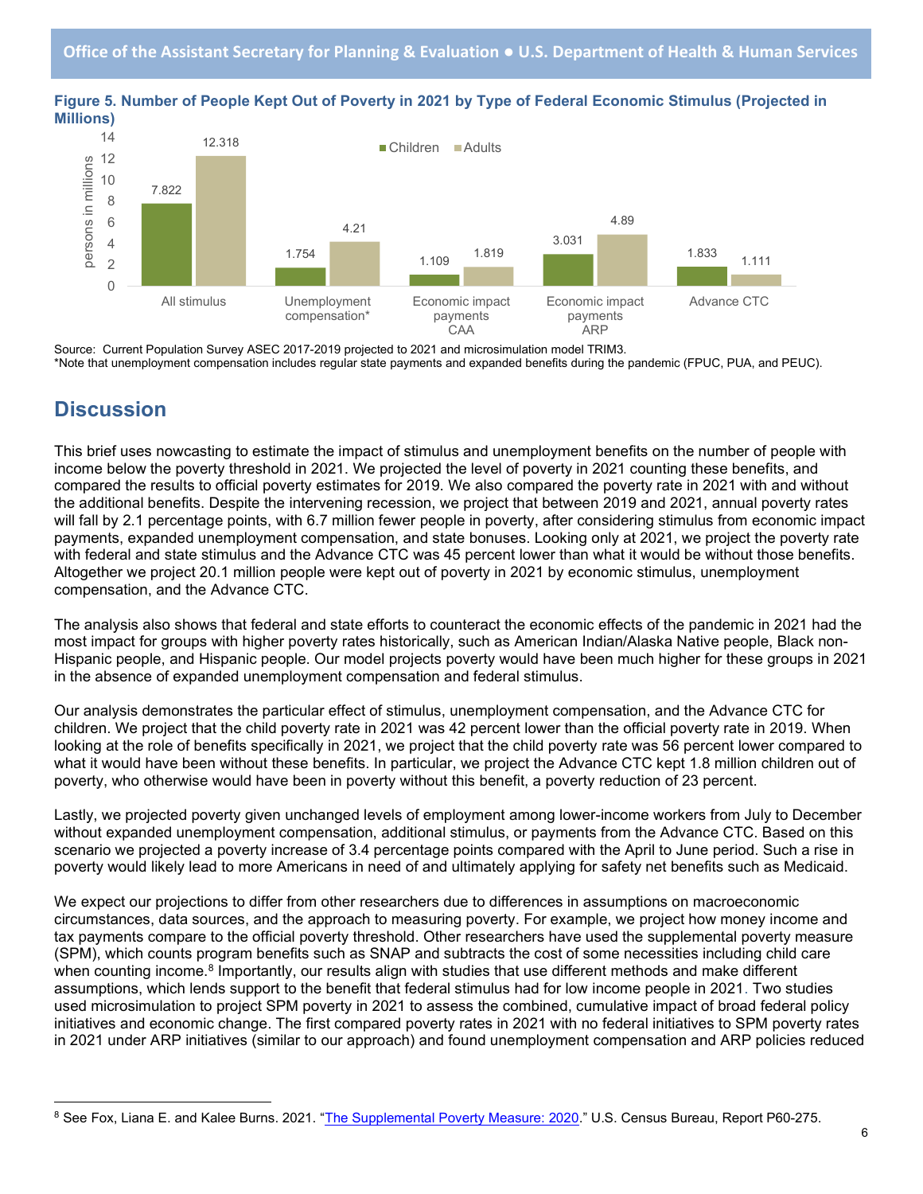**Figure 5. Number of People Kept Out of Poverty in 2021 by Type of Federal Economic Stimulus (Projected in Millions)**

| | Children | Adults |
|---|---|---|
| All stimulus | 7.822 | 12.318 |
| Unemployment compensation* | 1.754 | 4.21 |
| Economic impact payments CAA | 1.109 | 1.819 |
| Economic impact payments ARP | 3.031 | 4.89 |
| Advance CTC | 1.833 | 1.111 |

Source: Current Population Survey ASEC 2017-2019 projected to 2021 and microsimulation model TRIM3.
*Note that unemployment compensation includes regular state payments and expanded benefits during the pandemic (FPUC, PUA, and PEUC).

## Discussion

This brief uses nowcasting to estimate the impact of stimulus and unemployment benefits on the number of people with income below the poverty threshold in 2021. We projected the level of poverty in 2021 counting these benefits, and compared the results to official poverty estimates for 2019. We also compared the poverty rate in 2021 with and without the additional benefits. Despite the intervening recession, we project that between 2019 and 2021, annual poverty rates will fall by 2.1 percentage points, with 6.7 million fewer people in poverty, after considering stimulus from economic impact payments, expanded unemployment compensation, and state bonuses. Looking only at 2021, we project the poverty rate with federal and state stimulus and the Advance CTC was 45 percent lower than what it would be without those benefits. Altogether we project 20.1 million people were kept out of poverty in 2021 by economic stimulus, unemployment compensation, and the Advance CTC.

The analysis also shows that federal and state efforts to counteract the economic effects of the pandemic in 2021 had the most impact for groups with higher poverty rates historically, such as American Indian/Alaska Native people, Black non-Hispanic people, and Hispanic people. Our model projects poverty would have been much higher for these groups in 2021 in the absence of expanded unemployment compensation and federal stimulus.

Our analysis demonstrates the particular effect of stimulus, unemployment compensation, and the Advance CTC for children. We project that the child poverty rate in 2021 was 42 percent lower than the official poverty rate in 2019. When looking at the role of benefits specifically in 2021, we project that the child poverty rate was 56 percent lower compared to what it would have been without these benefits. In particular, we project the Advance CTC kept 1.8 million children out of poverty, who otherwise would have been in poverty without this benefit, a poverty reduction of 23 percent.

Lastly, we projected poverty given unchanged levels of employment among lower-income workers from July to December without expanded unemployment compensation, additional stimulus, or payments from the Advance CTC. Based on this scenario we projected a poverty increase of 3.4 percentage points compared with the April to June period. Such a rise in poverty would likely lead to more Americans in need of and ultimately applying for safety net benefits such as Medicaid.

We expect our projections to differ from other researchers due to differences in assumptions on macroeconomic circumstances, data sources, and the approach to measuring poverty. For example, we project how money income and tax payments compare to the official poverty threshold. Other researchers have used the supplemental poverty measure (SPM), which counts program benefits such as SNAP and subtracts the cost of some necessities including child care when counting income.[8] Importantly, our results align with studies that use different methods and make different assumptions, which lends support to the benefit that federal stimulus had for low income people in 2021. Two studies used microsimulation to project SPM poverty in 2021 to assess the combined, cumulative impact of broad federal policy initiatives and economic change. The first compared poverty rates in 2021 with no federal initiatives to SPM poverty rates in 2021 under ARP initiatives (similar to our approach) and found unemployment compensation and ARP policies reduced

[8] See Fox, Liana E. and Kalee Burns. 2021. "The Supplemental Poverty Measure: 2020." U.S. Census Bureau, Report P60-275.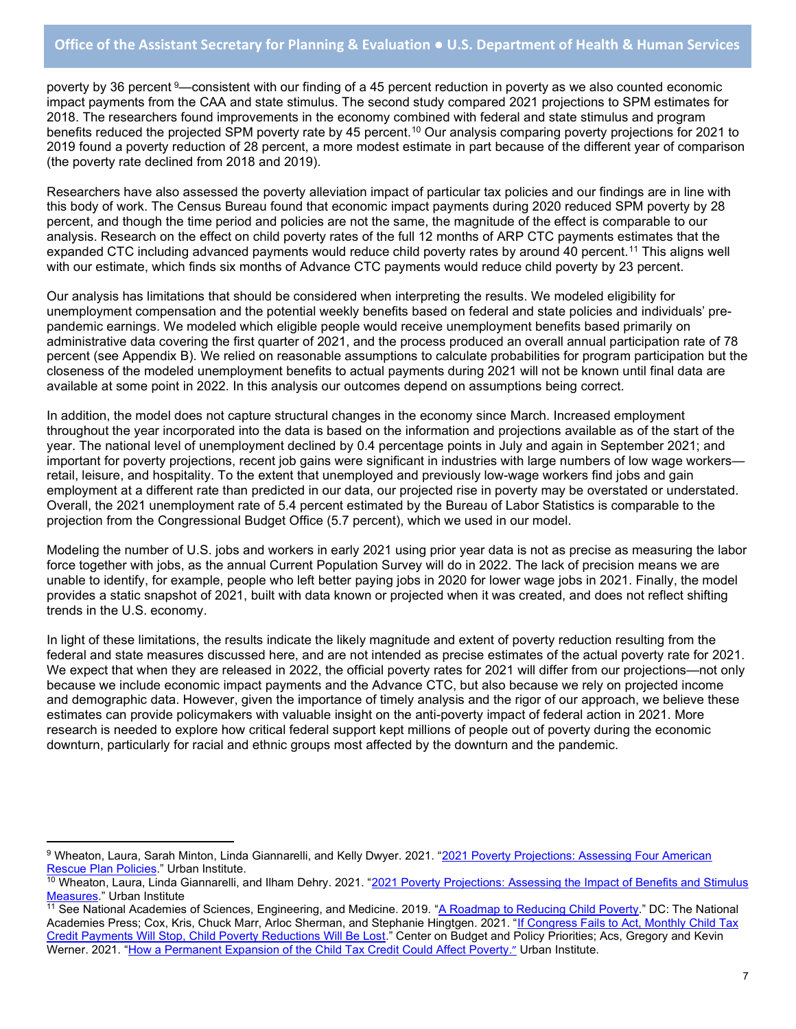poverty by 36 percent [9]—consistent with our finding of a 45 percent reduction in poverty as we also counted economic impact payments from the CAA and state stimulus. The second study compared 2021 projections to SPM estimates for 2018. The researchers found improvements in the economy combined with federal and state stimulus and program benefits reduced the projected SPM poverty rate by 45 percent.[10] Our analysis comparing poverty projections for 2021 to 2019 found a poverty reduction of 28 percent, a more modest estimate in part because of the different year of comparison (the poverty rate declined from 2018 and 2019).

Researchers have also assessed the poverty alleviation impact of particular tax policies and our findings are in line with this body of work. The Census Bureau found that economic impact payments during 2020 reduced SPM poverty by 28 percent, and though the time period and policies are not the same, the magnitude of the effect is comparable to our analysis. Research on the effect on child poverty rates of the full 12 months of ARP CTC payments estimates that the expanded CTC including advanced payments would reduce child poverty rates by around 40 percent.[11] This aligns well with our estimate, which finds six months of Advance CTC payments would reduce child poverty by 23 percent.

Our analysis has limitations that should be considered when interpreting the results. We modeled eligibility for unemployment compensation and the potential weekly benefits based on federal and state policies and individuals' pre-pandemic earnings. We modeled which eligible people would receive unemployment benefits based primarily on administrative data covering the first quarter of 2021, and the process produced an overall annual participation rate of 78 percent (see Appendix B). We relied on reasonable assumptions to calculate probabilities for program participation but the closeness of the modeled unemployment benefits to actual payments during 2021 will not be known until final data are available at some point in 2022. In this analysis our outcomes depend on assumptions being correct.

In addition, the model does not capture structural changes in the economy since March. Increased employment throughout the year incorporated into the data is based on the information and projections available as of the start of the year. The national level of unemployment declined by 0.4 percentage points in July and again in September 2021; and important for poverty projections, recent job gains were significant in industries with large numbers of low wage workers—retail, leisure, and hospitality. To the extent that unemployed and previously low-wage workers find jobs and gain employment at a different rate than predicted in our data, our projected rise in poverty may be overstated or understated. Overall, the 2021 unemployment rate of 5.4 percent estimated by the Bureau of Labor Statistics is comparable to the projection from the Congressional Budget Office (5.7 percent), which we used in our model.

Modeling the number of U.S. jobs and workers in early 2021 using prior year data is not as precise as measuring the labor force together with jobs, as the annual Current Population Survey will do in 2022. The lack of precision means we are unable to identify, for example, people who left better paying jobs in 2020 for lower wage jobs in 2021. Finally, the model provides a static snapshot of 2021, built with data known or projected when it was created, and does not reflect shifting trends in the U.S. economy.

In light of these limitations, the results indicate the likely magnitude and extent of poverty reduction resulting from the federal and state measures discussed here, and are not intended as precise estimates of the actual poverty rate for 2021. We expect that when they are released in 2022, the official poverty rates for 2021 will differ from our projections—not only because we include economic impact payments and the Advance CTC, but also because we rely on projected income and demographic data. However, given the importance of timely analysis and the rigor of our approach, we believe these estimates can provide policymakers with valuable insight on the anti-poverty impact of federal action in 2021. More research is needed to explore how critical federal support kept millions of people out of poverty during the economic downturn, particularly for racial and ethnic groups most affected by the downturn and the pandemic.

---

[9] Wheaton, Laura, Sarah Minton, Linda Giannarelli, and Kelly Dwyer. 2021. "2021 Poverty Projections: Assessing Four American Rescue Plan Policies." Urban Institute.

[10] Wheaton, Laura, Linda Giannarelli, and Ilham Dehry. 2021. "2021 Poverty Projections: Assessing the Impact of Benefits and Stimulus Measures." Urban Institute

[11] See National Academies of Sciences, Engineering, and Medicine. 2019. "A Roadmap to Reducing Child Poverty." DC: The National Academies Press; Cox, Kris, Chuck Marr, Arloc Sherman, and Stephanie Hingtgen. 2021. "If Congress Fails to Act, Monthly Child Tax Credit Payments Will Stop, Child Poverty Reductions Will Be Lost." Center on Budget and Policy Priorities; Acs, Gregory and Kevin Werner. 2021. "How a Permanent Expansion of the Child Tax Credit Could Affect Poverty." Urban Institute.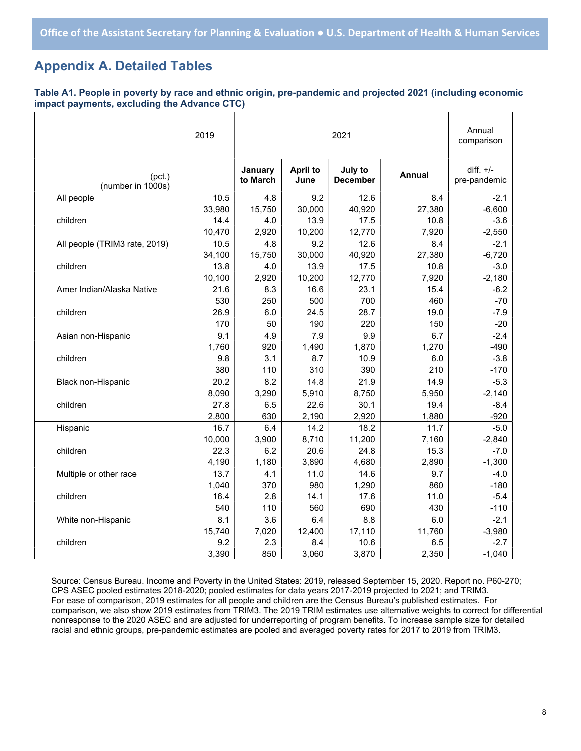## Appendix A. Detailed Tables

**Table A1. People in poverty by race and ethnic origin, pre-pandemic and projected 2021 (including economic impact payments, excluding the Advance CTC)**

| | 2019 | 2021 | | | | Annual comparison |
|---|---|---|---|---|---|---|
| (pct.) (number in 1000s) | | January to March | April to June | July to December | Annual | diff. +/- pre-pandemic |
| All people | 10.5 | 4.8 | 9.2 | 12.6 | 8.4 | -2.1 |
| | 33,980 | 15,750 | 30,000 | 40,920 | 27,380 | -6,600 |
| children | 14.4 | 4.0 | 13.9 | 17.5 | 10.8 | -3.6 |
| | 10,470 | 2,920 | 10,200 | 12,770 | 7,920 | -2,550 |
| All people (TRIM3 rate, 2019) | 10.5 | 4.8 | 9.2 | 12.6 | 8.4 | -2.1 |
| | 34,100 | 15,750 | 30,000 | 40,920 | 27,380 | -6,720 |
| children | 13.8 | 4.0 | 13.9 | 17.5 | 10.8 | -3.0 |
| | 10,100 | 2,920 | 10,200 | 12,770 | 7,920 | -2,180 |
| Amer Indian/Alaska Native | 21.6 | 8.3 | 16.6 | 23.1 | 15.4 | -6.2 |
| | 530 | 250 | 500 | 700 | 460 | -70 |
| children | 26.9 | 6.0 | 24.5 | 28.7 | 19.0 | -7.9 |
| | 170 | 50 | 190 | 220 | 150 | -20 |
| Asian non-Hispanic | 9.1 | 4.9 | 7.9 | 9.9 | 6.7 | -2.4 |
| | 1,760 | 920 | 1,490 | 1,870 | 1,270 | -490 |
| children | 9.8 | 3.1 | 8.7 | 10.9 | 6.0 | -3.8 |
| | 380 | 110 | 310 | 390 | 210 | -170 |
| Black non-Hispanic | 20.2 | 8.2 | 14.8 | 21.9 | 14.9 | -5.3 |
| | 8,090 | 3,290 | 5,910 | 8,750 | 5,950 | -2,140 |
| children | 27.8 | 6.5 | 22.6 | 30.1 | 19.4 | -8.4 |
| | 2,800 | 630 | 2,190 | 2,920 | 1,880 | -920 |
| Hispanic | 16.7 | 6.4 | 14.2 | 18.2 | 11.7 | -5.0 |
| | 10,000 | 3,900 | 8,710 | 11,200 | 7,160 | -2,840 |
| children | 22.3 | 6.2 | 20.6 | 24.8 | 15.3 | -7.0 |
| | 4,190 | 1,180 | 3,890 | 4,680 | 2,890 | -1,300 |
| Multiple or other race | 13.7 | 4.1 | 11.0 | 14.6 | 9.7 | -4.0 |
| | 1,040 | 370 | 980 | 1,290 | 860 | -180 |
| children | 16.4 | 2.8 | 14.1 | 17.6 | 11.0 | -5.4 |
| | 540 | 110 | 560 | 690 | 430 | -110 |
| White non-Hispanic | 8.1 | 3.6 | 6.4 | 8.8 | 6.0 | -2.1 |
| | 15,740 | 7,020 | 12,400 | 17,110 | 11,760 | -3,980 |
| children | 9.2 | 2.3 | 8.4 | 10.6 | 6.5 | -2.7 |
| | 3,390 | 850 | 3,060 | 3,870 | 2,350 | -1,040 |

Source: Census Bureau. Income and Poverty in the United States: 2019, released September 15, 2020. Report no. P60-270; CPS ASEC pooled estimates 2018-2020; pooled estimates for data years 2017-2019 projected to 2021; and TRIM3. For ease of comparison, 2019 estimates for all people and children are the Census Bureau's published estimates. For comparison, we also show 2019 estimates from TRIM3. The 2019 TRIM estimates use alternative weights to correct for differential nonresponse to the 2020 ASEC and are adjusted for underreporting of program benefits. To increase sample size for detailed racial and ethnic groups, pre-pandemic estimates are pooled and averaged poverty rates for 2017 to 2019 from TRIM3.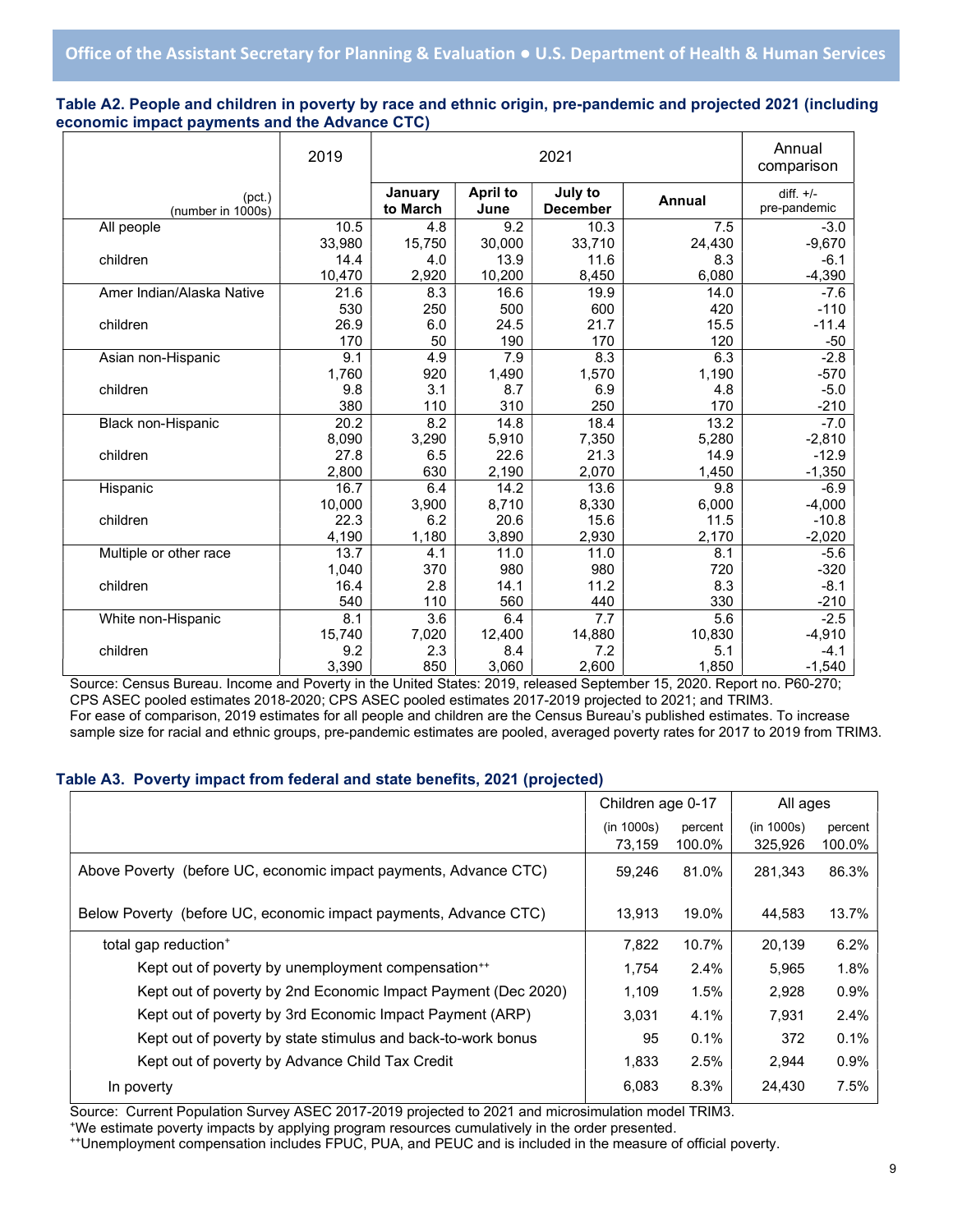### Table A2. People and children in poverty by race and ethnic origin, pre-pandemic and projected 2021 (including economic impact payments and the Advance CTC)

| (pct.) (number in 1000s) | 2019 | 2021 | | | | Annual comparison |
|---|---|---|---|---|---|---|
| | | **January to March** | **April to June** | **July to December** | **Annual** | diff. +/- pre-pandemic |
| All people | 10.5 | 4.8 | 9.2 | 10.3 | 7.5 | -3.0 |
| | 33,980 | 15,750 | 30,000 | 33,710 | 24,430 | -9,670 |
| children | 14.4 | 4.0 | 13.9 | 11.6 | 8.3 | -6.1 |
| | 10,470 | 2,920 | 10,200 | 8,450 | 6,080 | -4,390 |
| Amer Indian/Alaska Native | 21.6 | 8.3 | 16.6 | 19.9 | 14.0 | -7.6 |
| | 530 | 250 | 500 | 600 | 420 | -110 |
| children | 26.9 | 6.0 | 24.5 | 21.7 | 15.5 | -11.4 |
| | 170 | 50 | 190 | 170 | 120 | -50 |
| Asian non-Hispanic | 9.1 | 4.9 | 7.9 | 8.3 | 6.3 | -2.8 |
| | 1,760 | 920 | 1,490 | 1,570 | 1,190 | -570 |
| children | 9.8 | 3.1 | 8.7 | 6.9 | 4.8 | -5.0 |
| | 380 | 110 | 310 | 250 | 170 | -210 |
| Black non-Hispanic | 20.2 | 8.2 | 14.8 | 18.4 | 13.2 | -7.0 |
| | 8,090 | 3,290 | 5,910 | 7,350 | 5,280 | -2,810 |
| children | 27.8 | 6.5 | 22.6 | 21.3 | 14.9 | -12.9 |
| | 2,800 | 630 | 2,190 | 2,070 | 1,450 | -1,350 |
| Hispanic | 16.7 | 6.4 | 14.2 | 13.6 | 9.8 | -6.9 |
| | 10,000 | 3,900 | 8,710 | 8,330 | 6,000 | -4,000 |
| children | 22.3 | 6.2 | 20.6 | 15.6 | 11.5 | -10.8 |
| | 4,190 | 1,180 | 3,890 | 2,930 | 2,170 | -2,020 |
| Multiple or other race | 13.7 | 4.1 | 11.0 | 11.0 | 8.1 | -5.6 |
| | 1,040 | 370 | 980 | 980 | 720 | -320 |
| children | 16.4 | 2.8 | 14.1 | 11.2 | 8.3 | -8.1 |
| | 540 | 110 | 560 | 440 | 330 | -210 |
| White non-Hispanic | 8.1 | 3.6 | 6.4 | 7.7 | 5.6 | -2.5 |
| | 15,740 | 7,020 | 12,400 | 14,880 | 10,830 | -4,910 |
| children | 9.2 | 2.3 | 8.4 | 7.2 | 5.1 | -4.1 |
| | 3,390 | 850 | 3,060 | 2,600 | 1,850 | -1,540 |

Source: Census Bureau. Income and Poverty in the United States: 2019, released September 15, 2020. Report no. P60-270; CPS ASEC pooled estimates 2018-2020; CPS ASEC pooled estimates 2017-2019 projected to 2021; and TRIM3.
For ease of comparison, 2019 estimates for all people and children are the Census Bureau's published estimates. To increase sample size for racial and ethnic groups, pre-pandemic estimates are pooled, averaged poverty rates for 2017 to 2019 from TRIM3.

### Table A3. Poverty impact from federal and state benefits, 2021 (projected)

| | Children age 0-17 | | All ages | |
|---|---|---|---|---|
| | (in 1000s) 73,159 | percent 100.0% | (in 1000s) 325,926 | percent 100.0% |
| Above Poverty (before UC, economic impact payments, Advance CTC) | 59,246 | 81.0% | 281,343 | 86.3% |
| Below Poverty (before UC, economic impact payments, Advance CTC) | 13,913 | 19.0% | 44,583 | 13.7% |
| total gap reduction[+] | 7,822 | 10.7% | 20,139 | 6.2% |
| Kept out of poverty by unemployment compensation[++] | 1,754 | 2.4% | 5,965 | 1.8% |
| Kept out of poverty by 2nd Economic Impact Payment (Dec 2020) | 1,109 | 1.5% | 2,928 | 0.9% |
| Kept out of poverty by 3rd Economic Impact Payment (ARP) | 3,031 | 4.1% | 7,931 | 2.4% |
| Kept out of poverty by state stimulus and back-to-work bonus | 95 | 0.1% | 372 | 0.1% |
| Kept out of poverty by Advance Child Tax Credit | 1,833 | 2.5% | 2,944 | 0.9% |
| In poverty | 6,083 | 8.3% | 24,430 | 7.5% |

Source: Current Population Survey ASEC 2017-2019 projected to 2021 and microsimulation model TRIM3.
[+]We estimate poverty impacts by applying program resources cumulatively in the order presented.
[++]Unemployment compensation includes FPUC, PUA, and PEUC and is included in the measure of official poverty.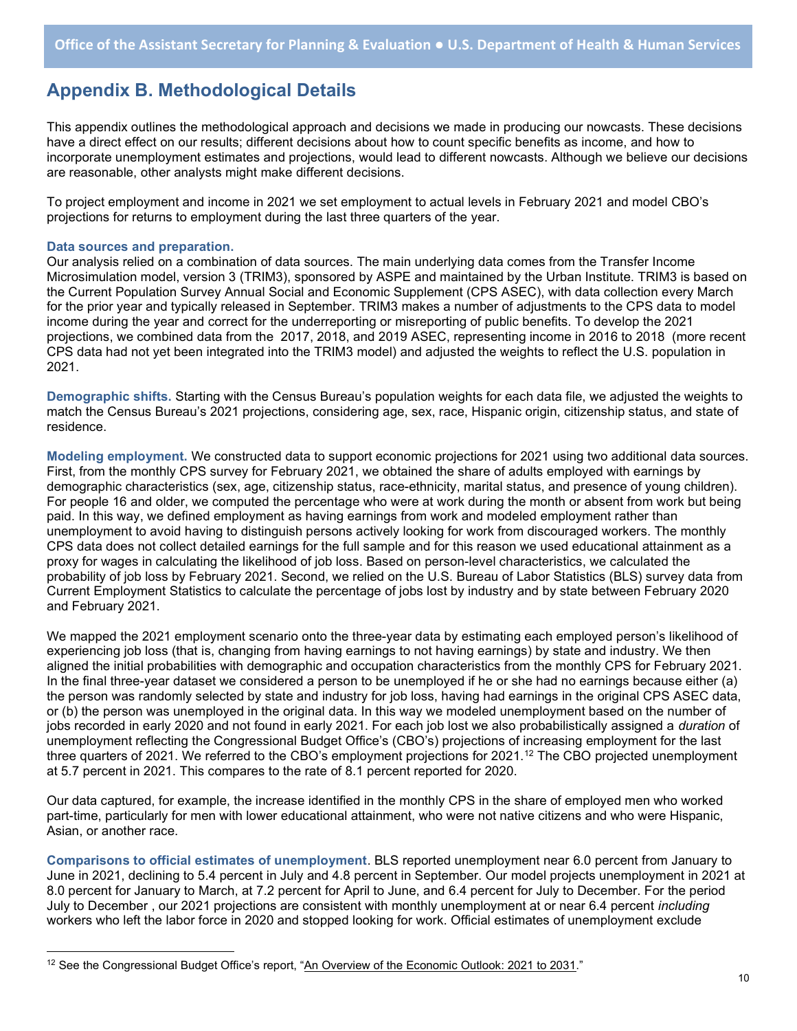## Appendix B. Methodological Details

This appendix outlines the methodological approach and decisions we made in producing our nowcasts. These decisions have a direct effect on our results; different decisions about how to count specific benefits as income, and how to incorporate unemployment estimates and projections, would lead to different nowcasts. Although we believe our decisions are reasonable, other analysts might make different decisions.

To project employment and income in 2021 we set employment to actual levels in February 2021 and model CBO's projections for returns to employment during the last three quarters of the year.

**Data sources and preparation.**
Our analysis relied on a combination of data sources. The main underlying data comes from the Transfer Income Microsimulation model, version 3 (TRIM3), sponsored by ASPE and maintained by the Urban Institute. TRIM3 is based on the Current Population Survey Annual Social and Economic Supplement (CPS ASEC), with data collection every March for the prior year and typically released in September. TRIM3 makes a number of adjustments to the CPS data to model income during the year and correct for the underreporting or misreporting of public benefits. To develop the 2021 projections, we combined data from the 2017, 2018, and 2019 ASEC, representing income in 2016 to 2018 (more recent CPS data had not yet been integrated into the TRIM3 model) and adjusted the weights to reflect the U.S. population in 2021.

**Demographic shifts.** Starting with the Census Bureau's population weights for each data file, we adjusted the weights to match the Census Bureau's 2021 projections, considering age, sex, race, Hispanic origin, citizenship status, and state of residence.

**Modeling employment.** We constructed data to support economic projections for 2021 using two additional data sources. First, from the monthly CPS survey for February 2021, we obtained the share of adults employed with earnings by demographic characteristics (sex, age, citizenship status, race-ethnicity, marital status, and presence of young children). For people 16 and older, we computed the percentage who were at work during the month or absent from work but being paid. In this way, we defined employment as having earnings from work and modeled employment rather than unemployment to avoid having to distinguish persons actively looking for work from discouraged workers. The monthly CPS data does not collect detailed earnings for the full sample and for this reason we used educational attainment as a proxy for wages in calculating the likelihood of job loss. Based on person-level characteristics, we calculated the probability of job loss by February 2021. Second, we relied on the U.S. Bureau of Labor Statistics (BLS) survey data from Current Employment Statistics to calculate the percentage of jobs lost by industry and by state between February 2020 and February 2021.

We mapped the 2021 employment scenario onto the three-year data by estimating each employed person's likelihood of experiencing job loss (that is, changing from having earnings to not having earnings) by state and industry. We then aligned the initial probabilities with demographic and occupation characteristics from the monthly CPS for February 2021. In the final three-year dataset we considered a person to be unemployed if he or she had no earnings because either (a) the person was randomly selected by state and industry for job loss, having had earnings in the original CPS ASEC data, or (b) the person was unemployed in the original data. In this way we modeled unemployment based on the number of jobs recorded in early 2020 and not found in early 2021. For each job lost we also probabilistically assigned a *duration* of unemployment reflecting the Congressional Budget Office's (CBO's) projections of increasing employment for the last three quarters of 2021. We referred to the CBO's employment projections for 2021.[12] The CBO projected unemployment at 5.7 percent in 2021. This compares to the rate of 8.1 percent reported for 2020.

Our data captured, for example, the increase identified in the monthly CPS in the share of employed men who worked part-time, particularly for men with lower educational attainment, who were not native citizens and who were Hispanic, Asian, or another race.

**Comparisons to official estimates of unemployment**. BLS reported unemployment near 6.0 percent from January to June in 2021, declining to 5.4 percent in July and 4.8 percent in September. Our model projects unemployment in 2021 at 8.0 percent for January to March, at 7.2 percent for April to June, and 6.4 percent for July to December. For the period July to December , our 2021 projections are consistent with monthly unemployment at or near 6.4 percent *including* workers who left the labor force in 2020 and stopped looking for work. Official estimates of unemployment exclude

[12] See the Congressional Budget Office's report, "An Overview of the Economic Outlook: 2021 to 2031."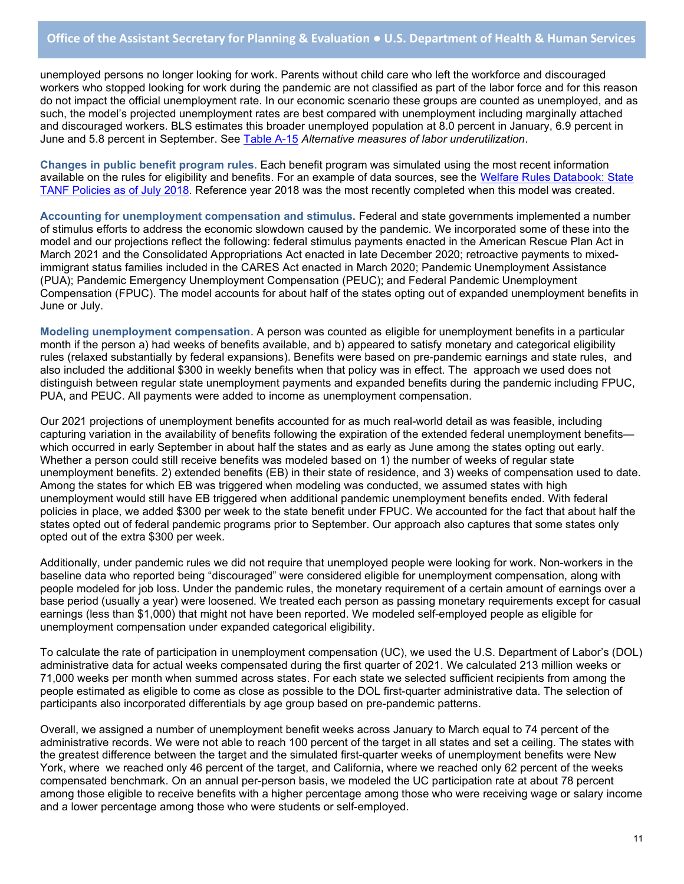unemployed persons no longer looking for work. Parents without child care who left the workforce and discouraged workers who stopped looking for work during the pandemic are not classified as part of the labor force and for this reason do not impact the official unemployment rate. In our economic scenario these groups are counted as unemployed, and as such, the model's projected unemployment rates are best compared with unemployment including marginally attached and discouraged workers. BLS estimates this broader unemployed population at 8.0 percent in January, 6.9 percent in June and 5.8 percent in September. See Table A-15 *Alternative measures of labor underutilization*.

**Changes in public benefit program rules.** Each benefit program was simulated using the most recent information available on the rules for eligibility and benefits. For an example of data sources, see the Welfare Rules Databook: State TANF Policies as of July 2018. Reference year 2018 was the most recently completed when this model was created.

**Accounting for unemployment compensation and stimulus.** Federal and state governments implemented a number of stimulus efforts to address the economic slowdown caused by the pandemic. We incorporated some of these into the model and our projections reflect the following: federal stimulus payments enacted in the American Rescue Plan Act in March 2021 and the Consolidated Appropriations Act enacted in late December 2020; retroactive payments to mixed-immigrant status families included in the CARES Act enacted in March 2020; Pandemic Unemployment Assistance (PUA); Pandemic Emergency Unemployment Compensation (PEUC); and Federal Pandemic Unemployment Compensation (FPUC). The model accounts for about half of the states opting out of expanded unemployment benefits in June or July.

**Modeling unemployment compensation**. A person was counted as eligible for unemployment benefits in a particular month if the person a) had weeks of benefits available, and b) appeared to satisfy monetary and categorical eligibility rules (relaxed substantially by federal expansions). Benefits were based on pre-pandemic earnings and state rules, and also included the additional $300 in weekly benefits when that policy was in effect. The approach we used does not distinguish between regular state unemployment payments and expanded benefits during the pandemic including FPUC, PUA, and PEUC. All payments were added to income as unemployment compensation.

Our 2021 projections of unemployment benefits accounted for as much real-world detail as was feasible, including capturing variation in the availability of benefits following the expiration of the extended federal unemployment benefits—which occurred in early September in about half the states and as early as June among the states opting out early. Whether a person could still receive benefits was modeled based on 1) the number of weeks of regular state unemployment benefits. 2) extended benefits (EB) in their state of residence, and 3) weeks of compensation used to date. Among the states for which EB was triggered when modeling was conducted, we assumed states with high unemployment would still have EB triggered when additional pandemic unemployment benefits ended. With federal policies in place, we added $300 per week to the state benefit under FPUC. We accounted for the fact that about half the states opted out of federal pandemic programs prior to September. Our approach also captures that some states only opted out of the extra $300 per week.

Additionally, under pandemic rules we did not require that unemployed people were looking for work. Non-workers in the baseline data who reported being "discouraged" were considered eligible for unemployment compensation, along with people modeled for job loss. Under the pandemic rules, the monetary requirement of a certain amount of earnings over a base period (usually a year) were loosened. We treated each person as passing monetary requirements except for casual earnings (less than $1,000) that might not have been reported. We modeled self-employed people as eligible for unemployment compensation under expanded categorical eligibility.

To calculate the rate of participation in unemployment compensation (UC), we used the U.S. Department of Labor's (DOL) administrative data for actual weeks compensated during the first quarter of 2021. We calculated 213 million weeks or 71,000 weeks per month when summed across states. For each state we selected sufficient recipients from among the people estimated as eligible to come as close as possible to the DOL first-quarter administrative data. The selection of participants also incorporated differentials by age group based on pre-pandemic patterns.

Overall, we assigned a number of unemployment benefit weeks across January to March equal to 74 percent of the administrative records. We were not able to reach 100 percent of the target in all states and set a ceiling. The states with the greatest difference between the target and the simulated first-quarter weeks of unemployment benefits were New York, where we reached only 46 percent of the target, and California, where we reached only 62 percent of the weeks compensated benchmark. On an annual per-person basis, we modeled the UC participation rate at about 78 percent among those eligible to receive benefits with a higher percentage among those who were receiving wage or salary income and a lower percentage among those who were students or self-employed.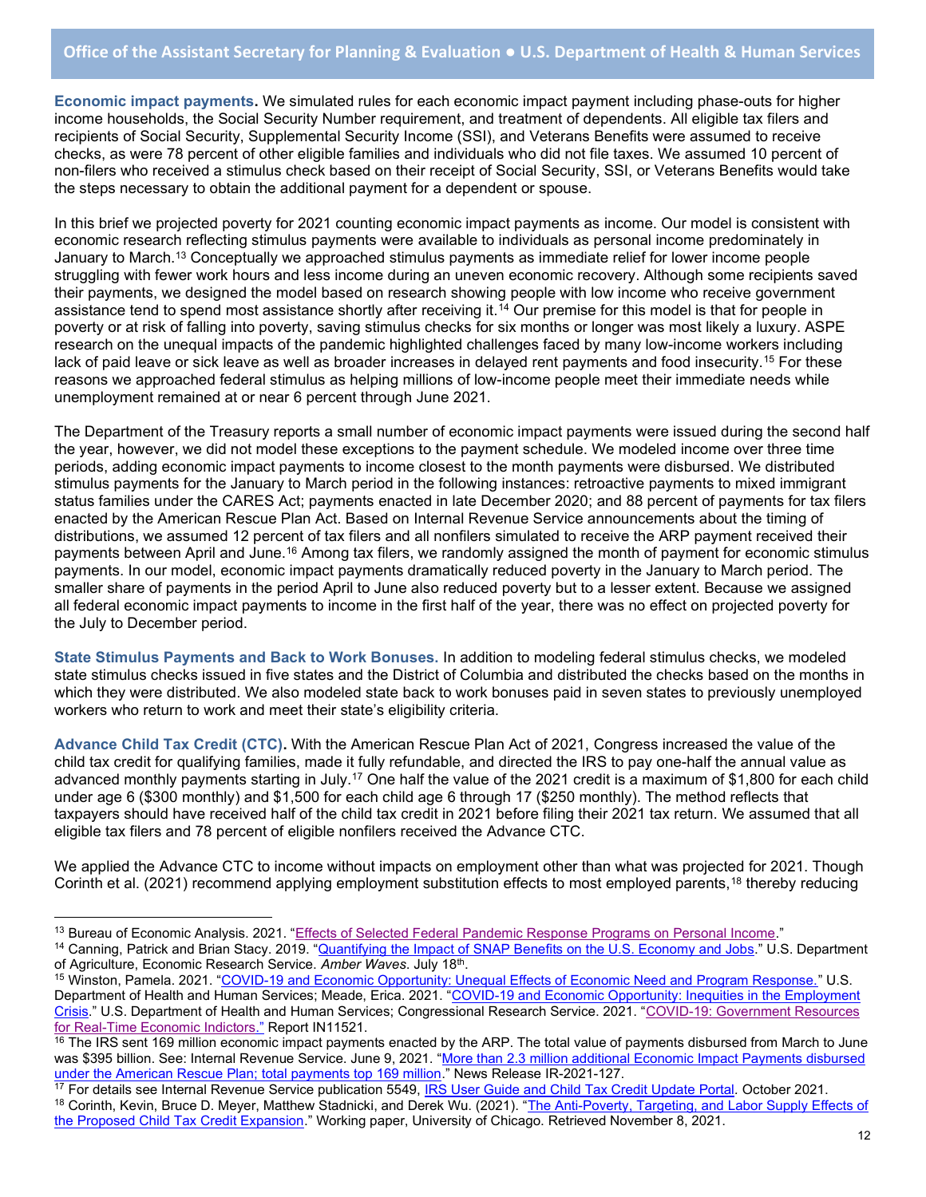**Economic impact payments.** We simulated rules for each economic impact payment including phase-outs for higher income households, the Social Security Number requirement, and treatment of dependents. All eligible tax filers and recipients of Social Security, Supplemental Security Income (SSI), and Veterans Benefits were assumed to receive checks, as were 78 percent of other eligible families and individuals who did not file taxes. We assumed 10 percent of non-filers who received a stimulus check based on their receipt of Social Security, SSI, or Veterans Benefits would take the steps necessary to obtain the additional payment for a dependent or spouse.

In this brief we projected poverty for 2021 counting economic impact payments as income. Our model is consistent with economic research reflecting stimulus payments were available to individuals as personal income predominately in January to March.[13] Conceptually we approached stimulus payments as immediate relief for lower income people struggling with fewer work hours and less income during an uneven economic recovery. Although some recipients saved their payments, we designed the model based on research showing people with low income who receive government assistance tend to spend most assistance shortly after receiving it.[14] Our premise for this model is that for people in poverty or at risk of falling into poverty, saving stimulus checks for six months or longer was most likely a luxury. ASPE research on the unequal impacts of the pandemic highlighted challenges faced by many low-income workers including lack of paid leave or sick leave as well as broader increases in delayed rent payments and food insecurity.[15] For these reasons we approached federal stimulus as helping millions of low-income people meet their immediate needs while unemployment remained at or near 6 percent through June 2021.

The Department of the Treasury reports a small number of economic impact payments were issued during the second half the year, however, we did not model these exceptions to the payment schedule. We modeled income over three time periods, adding economic impact payments to income closest to the month payments were disbursed. We distributed stimulus payments for the January to March period in the following instances: retroactive payments to mixed immigrant status families under the CARES Act; payments enacted in late December 2020; and 88 percent of payments for tax filers enacted by the American Rescue Plan Act. Based on Internal Revenue Service announcements about the timing of distributions, we assumed 12 percent of tax filers and all nonfilers simulated to receive the ARP payment received their payments between April and June.[16] Among tax filers, we randomly assigned the month of payment for economic stimulus payments. In our model, economic impact payments dramatically reduced poverty in the January to March period. The smaller share of payments in the period April to June also reduced poverty but to a lesser extent. Because we assigned all federal economic impact payments to income in the first half of the year, there was no effect on projected poverty for the July to December period.

**State Stimulus Payments and Back to Work Bonuses.** In addition to modeling federal stimulus checks, we modeled state stimulus checks issued in five states and the District of Columbia and distributed the checks based on the months in which they were distributed. We also modeled state back to work bonuses paid in seven states to previously unemployed workers who return to work and meet their state's eligibility criteria.

**Advance Child Tax Credit (CTC).** With the American Rescue Plan Act of 2021, Congress increased the value of the child tax credit for qualifying families, made it fully refundable, and directed the IRS to pay one-half the annual value as advanced monthly payments starting in July.[17] One half the value of the 2021 credit is a maximum of $1,800 for each child under age 6 ($300 monthly) and $1,500 for each child age 6 through 17 ($250 monthly). The method reflects that taxpayers should have received half of the child tax credit in 2021 before filing their 2021 tax return. We assumed that all eligible tax filers and 78 percent of eligible nonfilers received the Advance CTC.

We applied the Advance CTC to income without impacts on employment other than what was projected for 2021. Though Corinth et al. (2021) recommend applying employment substitution effects to most employed parents,[18] thereby reducing

---

[13] Bureau of Economic Analysis. 2021. "Effects of Selected Federal Pandemic Response Programs on Personal Income."

[14] Canning, Patrick and Brian Stacy. 2019. "Quantifying the Impact of SNAP Benefits on the U.S. Economy and Jobs." U.S. Department of Agriculture, Economic Research Service. *Amber Waves*. July 18th.

[15] Winston, Pamela. 2021. "COVID-19 and Economic Opportunity: Unequal Effects of Economic Need and Program Response." U.S. Department of Health and Human Services; Meade, Erica. 2021. "COVID-19 and Economic Opportunity: Inequities in the Employment Crisis." U.S. Department of Health and Human Services; Congressional Research Service. 2021. "COVID-19: Government Resources for Real-Time Economic Indictors." Report IN11521.

[16] The IRS sent 169 million economic impact payments enacted by the ARP. The total value of payments disbursed from March to June was $395 billion. See: Internal Revenue Service. June 9, 2021. "More than 2.3 million additional Economic Impact Payments disbursed under the American Rescue Plan; total payments top 169 million." News Release IR-2021-127.

[17] For details see Internal Revenue Service publication 5549, IRS User Guide and Child Tax Credit Update Portal. October 2021.

[18] Corinth, Kevin, Bruce D. Meyer, Matthew Stadnicki, and Derek Wu. (2021). "The Anti-Poverty, Targeting, and Labor Supply Effects of the Proposed Child Tax Credit Expansion." Working paper, University of Chicago. Retrieved November 8, 2021.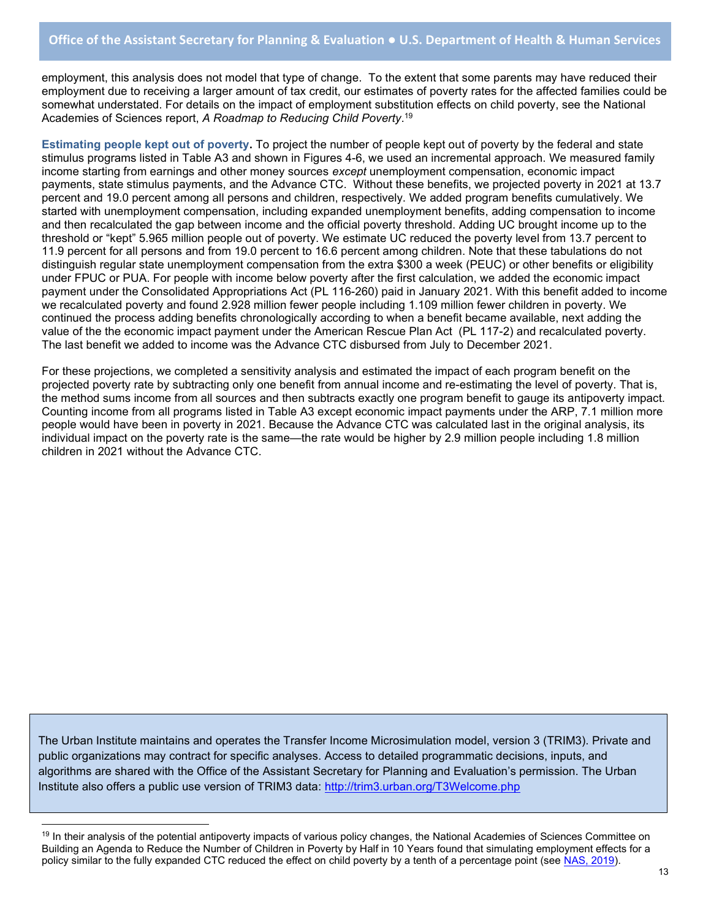employment, this analysis does not model that type of change. To the extent that some parents may have reduced their employment due to receiving a larger amount of tax credit, our estimates of poverty rates for the affected families could be somewhat understated. For details on the impact of employment substitution effects on child poverty, see the National Academies of Sciences report, *A Roadmap to Reducing Child Poverty*.[19]

**Estimating people kept out of poverty.** To project the number of people kept out of poverty by the federal and state stimulus programs listed in Table A3 and shown in Figures 4-6, we used an incremental approach. We measured family income starting from earnings and other money sources *except* unemployment compensation, economic impact payments, state stimulus payments, and the Advance CTC. Without these benefits, we projected poverty in 2021 at 13.7 percent and 19.0 percent among all persons and children, respectively. We added program benefits cumulatively. We started with unemployment compensation, including expanded unemployment benefits, adding compensation to income and then recalculated the gap between income and the official poverty threshold. Adding UC brought income up to the threshold or "kept" 5.965 million people out of poverty. We estimate UC reduced the poverty level from 13.7 percent to 11.9 percent for all persons and from 19.0 percent to 16.6 percent among children. Note that these tabulations do not distinguish regular state unemployment compensation from the extra $300 a week (PEUC) or other benefits or eligibility under FPUC or PUA. For people with income below poverty after the first calculation, we added the economic impact payment under the Consolidated Appropriations Act (PL 116-260) paid in January 2021. With this benefit added to income we recalculated poverty and found 2.928 million fewer people including 1.109 million fewer children in poverty. We continued the process adding benefits chronologically according to when a benefit became available, next adding the value of the the economic impact payment under the American Rescue Plan Act (PL 117-2) and recalculated poverty. The last benefit we added to income was the Advance CTC disbursed from July to December 2021.

For these projections, we completed a sensitivity analysis and estimated the impact of each program benefit on the projected poverty rate by subtracting only one benefit from annual income and re-estimating the level of poverty. That is, the method sums income from all sources and then subtracts exactly one program benefit to gauge its antipoverty impact. Counting income from all programs listed in Table A3 except economic impact payments under the ARP, 7.1 million more people would have been in poverty in 2021. Because the Advance CTC was calculated last in the original analysis, its individual impact on the poverty rate is the same—the rate would be higher by 2.9 million people including 1.8 million children in 2021 without the Advance CTC.

The Urban Institute maintains and operates the Transfer Income Microsimulation model, version 3 (TRIM3). Private and public organizations may contract for specific analyses. Access to detailed programmatic decisions, inputs, and algorithms are shared with the Office of the Assistant Secretary for Planning and Evaluation's permission. The Urban Institute also offers a public use version of TRIM3 data: http://trim3.urban.org/T3Welcome.php

[19] In their analysis of the potential antipoverty impacts of various policy changes, the National Academies of Sciences Committee on Building an Agenda to Reduce the Number of Children in Poverty by Half in 10 Years found that simulating employment effects for a policy similar to the fully expanded CTC reduced the effect on child poverty by a tenth of a percentage point (see NAS, 2019).